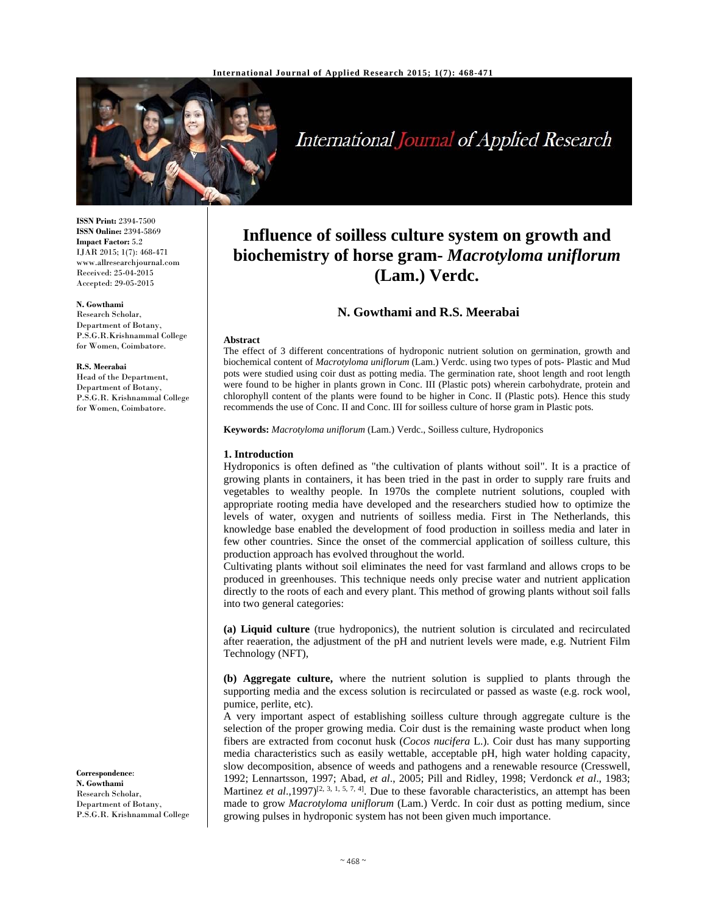**ISSN Print:** 2394-7500
**ISSN Online:** 2394-5869
**Impact Factor:** 5.2
IJAR 2015; 1(7): 468-471
www.allresearchjournal.com
Received: 25-04-2015
Accepted: 29-05-2015

**N. Gowthami**
Research Scholar,
Department of Botany,
P.S.G.R.Krishnammal College
for Women, Coimbatore.

**R.S. Meerabai**
Head of the Department,
Department of Botany,
P.S.G.R. Krishnammal College
for Women, Coimbatore.

**Correspondence**:
**N. Gowthami**
Research Scholar,
Department of Botany,
P.S.G.R. Krishnammal College

# Influence of soilless culture system on growth and biochemistry of horse gram- *Macrotyloma uniflorum* (Lam.) Verdc.

**N. Gowthami and R.S. Meerabai**

**Abstract**

The effect of 3 different concentrations of hydroponic nutrient solution on germination, growth and biochemical content of *Macrotyloma uniflorum* (Lam.) Verdc. using two types of pots- Plastic and Mud pots were studied using coir dust as potting media. The germination rate, shoot length and root length were found to be higher in plants grown in Conc. III (Plastic pots) wherein carbohydrate, protein and chlorophyll content of the plants were found to be higher in Conc. II (Plastic pots). Hence this study recommends the use of Conc. II and Conc. III for soilless culture of horse gram in Plastic pots.

**Keywords:** *Macrotyloma uniflorum* (Lam.) Verdc., Soilless culture, Hydroponics

## 1. Introduction

Hydroponics is often defined as "the cultivation of plants without soil". It is a practice of growing plants in containers, it has been tried in the past in order to supply rare fruits and vegetables to wealthy people. In 1970s the complete nutrient solutions, coupled with appropriate rooting media have developed and the researchers studied how to optimize the levels of water, oxygen and nutrients of soilless media. First in The Netherlands, this knowledge base enabled the development of food production in soilless media and later in few other countries. Since the onset of the commercial application of soilless culture, this production approach has evolved throughout the world.

Cultivating plants without soil eliminates the need for vast farmland and allows crops to be produced in greenhouses. This technique needs only precise water and nutrient application directly to the roots of each and every plant. This method of growing plants without soil falls into two general categories:

**(a) Liquid culture** (true hydroponics), the nutrient solution is circulated and recirculated after reaeration, the adjustment of the pH and nutrient levels were made, e.g. Nutrient Film Technology (NFT),

**(b) Aggregate culture,** where the nutrient solution is supplied to plants through the supporting media and the excess solution is recirculated or passed as waste (e.g. rock wool, pumice, perlite, etc).

A very important aspect of establishing soilless culture through aggregate culture is the selection of the proper growing media. Coir dust is the remaining waste product when long fibers are extracted from coconut husk (*Cocos nucifera* L.). Coir dust has many supporting media characteristics such as easily wettable, acceptable pH, high water holding capacity, slow decomposition, absence of weeds and pathogens and a renewable resource (Cresswell, 1992; Lennartsson, 1997; Abad, *et al*., 2005; Pill and Ridley, 1998; Verdonck *et al*., 1983; Martinez *et al*.,1997)[2, 3, 1, 5, 7, 4]. Due to these favorable characteristics, an attempt has been made to grow *Macrotyloma uniflorum* (Lam.) Verdc. In coir dust as potting medium, since growing pulses in hydroponic system has not been given much importance.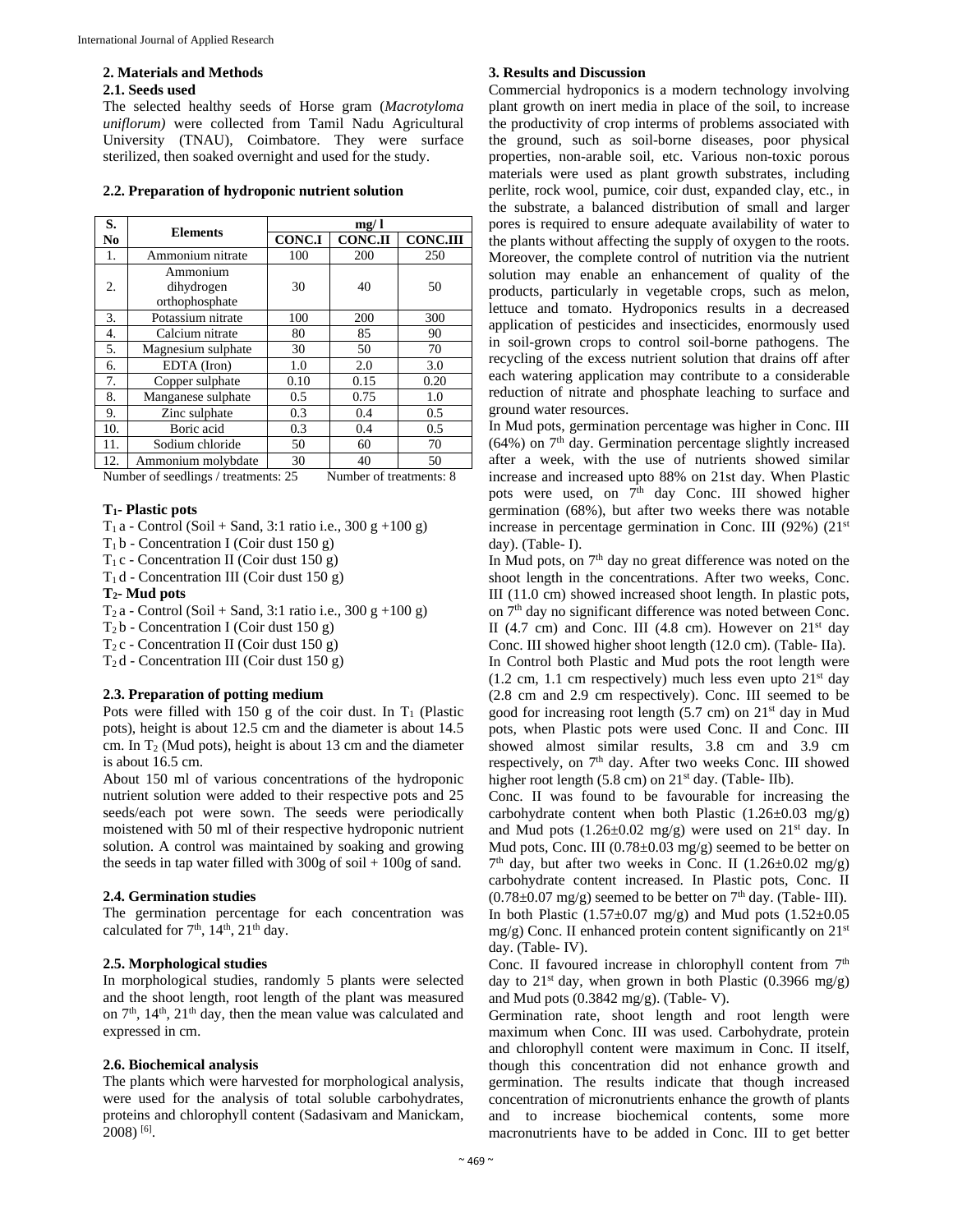## 2. Materials and Methods

### 2.1. Seeds used

The selected healthy seeds of Horse gram (*Macrotyloma uniflorum)* were collected from Tamil Nadu Agricultural University (TNAU), Coimbatore. They were surface sterilized, then soaked overnight and used for the study.

### 2.2. Preparation of hydroponic nutrient solution

| S. No | Elements | mg/ l | | |
|---|---|---|---|---|
| | | CONC.I | CONC.II | CONC.III |
| 1. | Ammonium nitrate | 100 | 200 | 250 |
| 2. | Ammonium dihydrogen orthophosphate | 30 | 40 | 50 |
| 3. | Potassium nitrate | 100 | 200 | 300 |
| 4. | Calcium nitrate | 80 | 85 | 90 |
| 5. | Magnesium sulphate | 30 | 50 | 70 |
| 6. | EDTA (Iron) | 1.0 | 2.0 | 3.0 |
| 7. | Copper sulphate | 0.10 | 0.15 | 0.20 |
| 8. | Manganese sulphate | 0.5 | 0.75 | 1.0 |
| 9. | Zinc sulphate | 0.3 | 0.4 | 0.5 |
| 10. | Boric acid | 0.3 | 0.4 | 0.5 |
| 11. | Sodium chloride | 50 | 60 | 70 |
| 12. | Ammonium molybdate | 30 | 40 | 50 |

Number of seedlings / treatments: 25 Number of treatments: 8

**$T_1$- Plastic pots**

$T_1$ a - Control (Soil + Sand, 3:1 ratio i.e., 300 g +100 g)
$T_1$ b - Concentration I (Coir dust 150 g)
$T_1$ c - Concentration II (Coir dust 150 g)
$T_1$ d - Concentration III (Coir dust 150 g)

**$T_2$- Mud pots**

$T_2$ a - Control (Soil + Sand, 3:1 ratio i.e., 300 g +100 g)
$T_2$ b - Concentration I (Coir dust 150 g)
$T_2$ c - Concentration II (Coir dust 150 g)
$T_2$ d - Concentration III (Coir dust 150 g)

### 2.3. Preparation of potting medium

Pots were filled with 150 g of the coir dust. In $T_1$ (Plastic pots), height is about 12.5 cm and the diameter is about 14.5 cm. In $T_2$ (Mud pots), height is about 13 cm and the diameter is about 16.5 cm.

About 150 ml of various concentrations of the hydroponic nutrient solution were added to their respective pots and 25 seeds/each pot were sown. The seeds were periodically moistened with 50 ml of their respective hydroponic nutrient solution. A control was maintained by soaking and growing the seeds in tap water filled with 300g of soil + 100g of sand.

### 2.4. Germination studies

The germination percentage for each concentration was calculated for 7th, 14th, 21th day.

### 2.5. Morphological studies

In morphological studies, randomly 5 plants were selected and the shoot length, root length of the plant was measured on 7th, 14th, 21th day, then the mean value was calculated and expressed in cm.

### 2.6. Biochemical analysis

The plants which were harvested for morphological analysis, were used for the analysis of total soluble carbohydrates, proteins and chlorophyll content (Sadasivam and Manickam, 2008) [6].

## 3. Results and Discussion

Commercial hydroponics is a modern technology involving plant growth on inert media in place of the soil, to increase the productivity of crop interms of problems associated with the ground, such as soil-borne diseases, poor physical properties, non-arable soil, etc. Various non-toxic porous materials were used as plant growth substrates, including perlite, rock wool, pumice, coir dust, expanded clay, etc., in the substrate, a balanced distribution of small and larger pores is required to ensure adequate availability of water to the plants without affecting the supply of oxygen to the roots. Moreover, the complete control of nutrition via the nutrient solution may enable an enhancement of quality of the products, particularly in vegetable crops, such as melon, lettuce and tomato. Hydroponics results in a decreased application of pesticides and insecticides, enormously used in soil-grown crops to control soil-borne pathogens. The recycling of the excess nutrient solution that drains off after each watering application may contribute to a considerable reduction of nitrate and phosphate leaching to surface and ground water resources.

In Mud pots, germination percentage was higher in Conc. III (64%) on 7th day. Germination percentage slightly increased after a week, with the use of nutrients showed similar increase and increased upto 88% on 21st day. When Plastic pots were used, on 7th day Conc. III showed higher germination (68%), but after two weeks there was notable increase in percentage germination in Conc. III (92%) (21st day). (Table- I).

In Mud pots, on 7th day no great difference was noted on the shoot length in the concentrations. After two weeks, Conc. III (11.0 cm) showed increased shoot length. In plastic pots, on 7th day no significant difference was noted between Conc. II (4.7 cm) and Conc. III (4.8 cm). However on 21st day Conc. III showed higher shoot length (12.0 cm). (Table- IIa).

In Control both Plastic and Mud pots the root length were (1.2 cm, 1.1 cm respectively) much less even upto 21st day (2.8 cm and 2.9 cm respectively). Conc. III seemed to be good for increasing root length (5.7 cm) on 21st day in Mud pots, when Plastic pots were used Conc. II and Conc. III showed almost similar results, 3.8 cm and 3.9 cm respectively, on 7th day. After two weeks Conc. III showed higher root length (5.8 cm) on 21st day. (Table- IIb).

Conc. II was found to be favourable for increasing the carbohydrate content when both Plastic (1.26±0.03 mg/g) and Mud pots (1.26±0.02 mg/g) were used on 21st day. In Mud pots, Conc. III (0.78±0.03 mg/g) seemed to be better on 7th day, but after two weeks in Conc. II (1.26±0.02 mg/g) carbohydrate content increased. In Plastic pots, Conc. II (0.78±0.07 mg/g) seemed to be better on 7th day. (Table- III).

In both Plastic (1.57±0.07 mg/g) and Mud pots (1.52±0.05 mg/g) Conc. II enhanced protein content significantly on 21st day. (Table- IV).

Conc. II favoured increase in chlorophyll content from 7th day to 21st day, when grown in both Plastic (0.3966 mg/g) and Mud pots (0.3842 mg/g). (Table- V).

Germination rate, shoot length and root length were maximum when Conc. III was used. Carbohydrate, protein and chlorophyll content were maximum in Conc. II itself, though this concentration did not enhance growth and germination. The results indicate that though increased concentration of micronutrients enhance the growth of plants and to increase biochemical contents, some more macronutrients have to be added in Conc. III to get better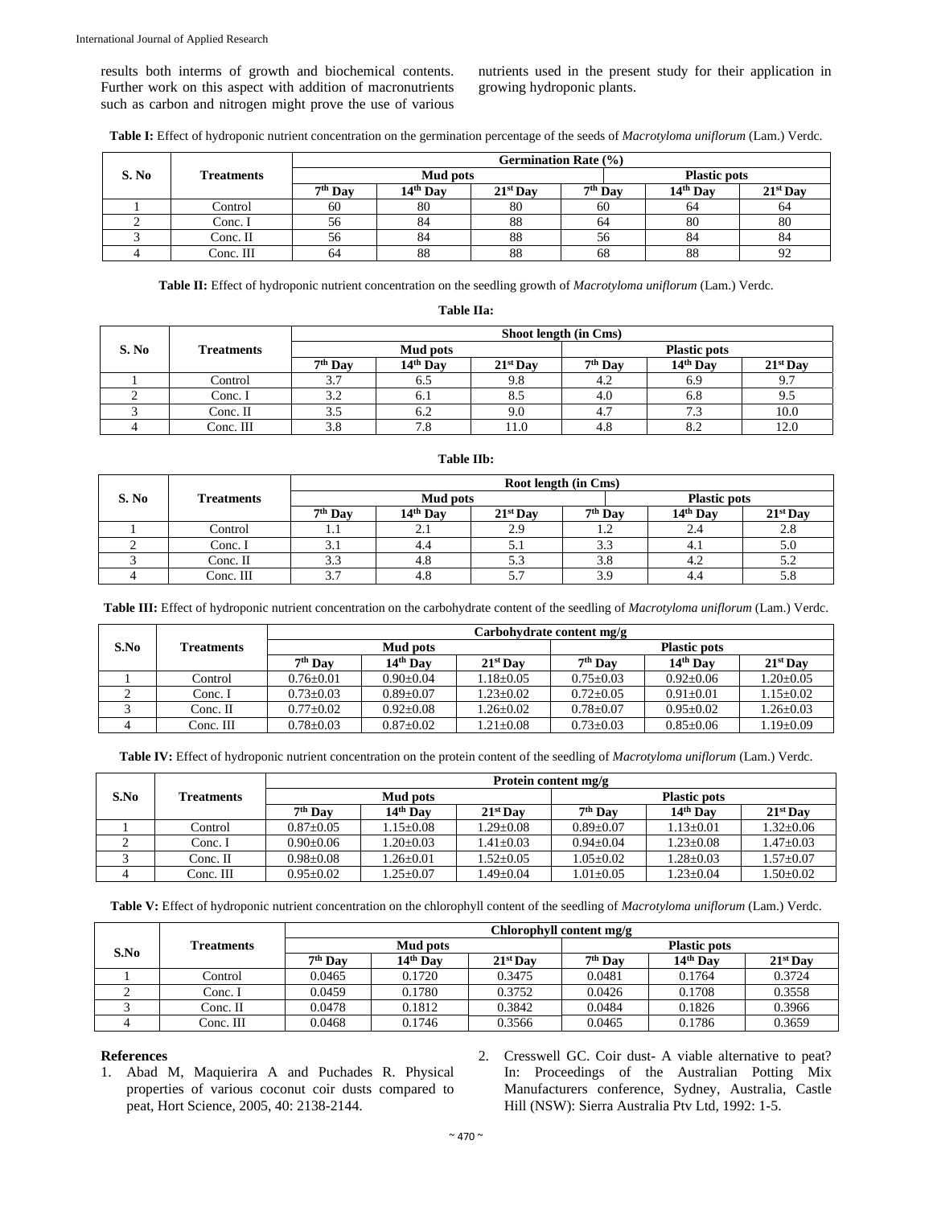results both interms of growth and biochemical contents. Further work on this aspect with addition of macronutrients such as carbon and nitrogen might prove the use of various nutrients used in the present study for their application in growing hydroponic plants.

**Table I:** Effect of hydroponic nutrient concentration on the germination percentage of the seeds of *Macrotyloma uniflorum* (Lam.) Verdc.

| S. No | Treatments | Germination Rate (%) | | | | | |
|---|---|---|---|---|---|---|---|
| | | Mud pots | | | Plastic pots | | |
| | | 7th Day | 14th Day | 21st Day | 7th Day | 14th Day | 21st Day |
| 1 | Control | 60 | 80 | 80 | 60 | 64 | 64 |
| 2 | Conc. I | 56 | 84 | 88 | 64 | 80 | 80 |
| 3 | Conc. II | 56 | 84 | 88 | 56 | 84 | 84 |
| 4 | Conc. III | 64 | 88 | 88 | 68 | 88 | 92 |

**Table II:** Effect of hydroponic nutrient concentration on the seedling growth of *Macrotyloma uniflorum* (Lam.) Verdc.

**Table IIa:**

| S. No | Treatments | Shoot length (in Cms) | | | | | |
|---|---|---|---|---|---|---|---|
| | | Mud pots | | | Plastic pots | | |
| | | 7th Day | 14th Day | 21st Day | 7th Day | 14th Day | 21st Day |
| 1 | Control | 3.7 | 6.5 | 9.8 | 4.2 | 6.9 | 9.7 |
| 2 | Conc. I | 3.2 | 6.1 | 8.5 | 4.0 | 6.8 | 9.5 |
| 3 | Conc. II | 3.5 | 6.2 | 9.0 | 4.7 | 7.3 | 10.0 |
| 4 | Conc. III | 3.8 | 7.8 | 11.0 | 4.8 | 8.2 | 12.0 |

**Table IIb:**

| S. No | Treatments | Root length (in Cms) | | | | | |
|---|---|---|---|---|---|---|---|
| | | Mud pots | | | Plastic pots | | |
| | | 7th Day | 14th Day | 21st Day | 7th Day | 14th Day | 21st Day |
| 1 | Control | 1.1 | 2.1 | 2.9 | 1.2 | 2.4 | 2.8 |
| 2 | Conc. I | 3.1 | 4.4 | 5.1 | 3.3 | 4.1 | 5.0 |
| 3 | Conc. II | 3.3 | 4.8 | 5.3 | 3.8 | 4.2 | 5.2 |
| 4 | Conc. III | 3.7 | 4.8 | 5.7 | 3.9 | 4.4 | 5.8 |

**Table III:** Effect of hydroponic nutrient concentration on the carbohydrate content of the seedling of *Macrotyloma uniflorum* (Lam.) Verdc.

| S.No | Treatments | Carbohydrate content mg/g | | | | | |
|---|---|---|---|---|---|---|---|
| | | Mud pots | | | Plastic pots | | |
| | | 7th Day | 14th Day | 21st Day | 7th Day | 14th Day | 21st Day |
| 1 | Control | 0.76±0.01 | 0.90±0.04 | 1.18±0.05 | 0.75±0.03 | 0.92±0.06 | 1.20±0.05 |
| 2 | Conc. I | 0.73±0.03 | 0.89±0.07 | 1.23±0.02 | 0.72±0.05 | 0.91±0.01 | 1.15±0.02 |
| 3 | Conc. II | 0.77±0.02 | 0.92±0.08 | 1.26±0.02 | 0.78±0.07 | 0.95±0.02 | 1.26±0.03 |
| 4 | Conc. III | 0.78±0.03 | 0.87±0.02 | 1.21±0.08 | 0.73±0.03 | 0.85±0.06 | 1.19±0.09 |

**Table IV:** Effect of hydroponic nutrient concentration on the protein content of the seedling of *Macrotyloma uniflorum* (Lam.) Verdc.

| S.No | Treatments | Protein content mg/g | | | | | |
|---|---|---|---|---|---|---|---|
| | | Mud pots | | | Plastic pots | | |
| | | 7th Day | 14th Day | 21st Day | 7th Day | 14th Day | 21st Day |
| 1 | Control | 0.87±0.05 | 1.15±0.08 | 1.29±0.08 | 0.89±0.07 | 1.13±0.01 | 1.32±0.06 |
| 2 | Conc. I | 0.90±0.06 | 1.20±0.03 | 1.41±0.03 | 0.94±0.04 | 1.23±0.08 | 1.47±0.03 |
| 3 | Conc. II | 0.98±0.08 | 1.26±0.01 | 1.52±0.05 | 1.05±0.02 | 1.28±0.03 | 1.57±0.07 |
| 4 | Conc. III | 0.95±0.02 | 1.25±0.07 | 1.49±0.04 | 1.01±0.05 | 1.23±0.04 | 1.50±0.02 |

**Table V:** Effect of hydroponic nutrient concentration on the chlorophyll content of the seedling of *Macrotyloma uniflorum* (Lam.) Verdc.

| S.No | Treatments | Chlorophyll content mg/g | | | | | |
|---|---|---|---|---|---|---|---|
| | | Mud pots | | | Plastic pots | | |
| | | 7th Day | 14th Day | 21st Day | 7th Day | 14th Day | 21st Day |
| 1 | Control | 0.0465 | 0.1720 | 0.3475 | 0.0481 | 0.1764 | 0.3724 |
| 2 | Conc. I | 0.0459 | 0.1780 | 0.3752 | 0.0426 | 0.1708 | 0.3558 |
| 3 | Conc. II | 0.0478 | 0.1812 | 0.3842 | 0.0484 | 0.1826 | 0.3966 |
| 4 | Conc. III | 0.0468 | 0.1746 | 0.3566 | 0.0465 | 0.1786 | 0.3659 |

## References

1. Abad M, Maquierira A and Puchades R. Physical properties of various coconut coir dusts compared to peat, Hort Science, 2005, 40: 2138-2144.
2. Cresswell GC. Coir dust- A viable alternative to peat? In: Proceedings of the Australian Potting Mix Manufacturers conference, Sydney, Australia, Castle Hill (NSW): Sierra Australia Ptv Ltd, 1992: 1-5.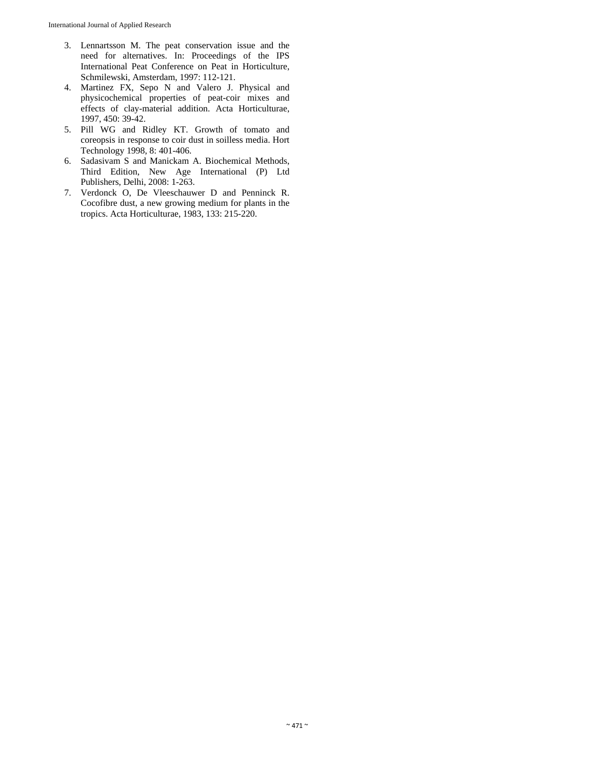3. Lennartsson M. The peat conservation issue and the need for alternatives. In: Proceedings of the IPS International Peat Conference on Peat in Horticulture, Schmilewski, Amsterdam, 1997: 112-121.
4. Martinez FX, Sepo N and Valero J. Physical and physicochemical properties of peat-coir mixes and effects of clay-material addition. Acta Horticulturae, 1997, 450: 39-42.
5. Pill WG and Ridley KT. Growth of tomato and coreopsis in response to coir dust in soilless media. Hort Technology 1998, 8: 401-406.
6. Sadasivam S and Manickam A. Biochemical Methods, Third Edition, New Age International (P) Ltd Publishers, Delhi, 2008: 1-263.
7. Verdonck O, De Vleeschauwer D and Penninck R. Cocofibre dust, a new growing medium for plants in the tropics. Acta Horticulturae, 1983, 133: 215-220.